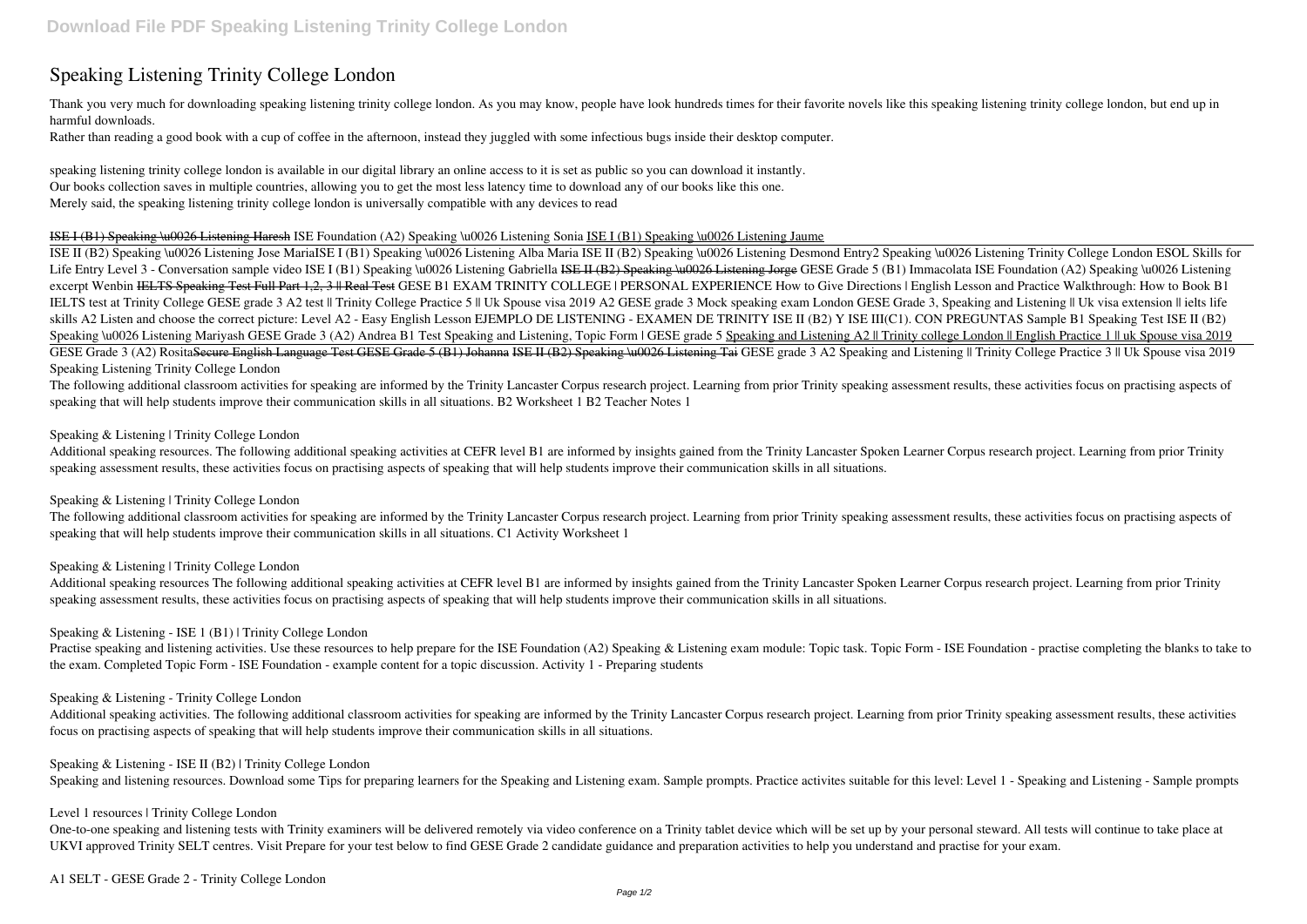# Speaking Listening Trinity College London

Thank you very much for downloading speaking listening trinity college london. As you may know, people have look hundreds times for their favorite novels like this speaking listening trinity college london, but end up in harmful downloads.

Rather than reading a good book with a cup of coffee in the afternoon, instead they juggled with some infectious bugs inside their desktop computer.

speaking listening trinity college london is available in our digital library an online access to it is set as public so you can download it instantly.
Our books collection saves in multiple countries, allowing you to get the most less latency time to download any of our books like this one.
Merely said, the speaking listening trinity college london is universally compatible with any devices to read

~~ISE I (B1) Speaking \u0026 Listening Haresh~~ ISE Foundation (A2) Speaking \u0026 Listening Sonia ISE I (B1) Speaking \u0026 Listening Jaume

ISE II (B2) Speaking \u0026 Listening Jose MariaISE I (B1) Speaking \u0026 Listening Alba Maria ISE II (B2) Speaking \u0026 Listening Desmond Entry2 Speaking \u0026 Listening Trinity College London ESOL Skills for Life Entry Level 3 - Conversation sample video ISE I (B1) Speaking \u0026 Listening Gabriella ~~ISE II (B2) Speaking \u0026 Listening Jorge~~ GESE Grade 5 (B1) Immacolata ISE Foundation (A2) Speaking \u0026 Listening excerpt Wenbin ~~IELTS Speaking Test Full Part 1,2, 3 || Real Test~~ GESE B1 EXAM TRINITY COLLEGE | PERSONAL EXPERIENCE How to Give Directions | English Lesson and Practice Walkthrough: How to Book B1 IELTS test at Trinity College GESE grade 3 A2 test || Trinity College Practice 5 || Uk Spouse visa 2019 A2 GESE grade 3 Mock speaking exam London GESE Grade 3, Speaking and Listening || Uk visa extension || ielts life skills A2 Listen and choose the correct picture: Level A2 - Easy English Lesson EJEMPLO DE LISTENING - EXAMEN DE TRINITY ISE II (B2) Y ISE III(C1). CON PREGUNTAS Sample B1 Speaking Test ISE II (B2) Speaking \u0026 Listening Mariyash GESE Grade 3 (A2) Andrea B1 Test Speaking and Listening, Topic Form | GESE grade 5 Speaking and Listening A2 || Trinity college London || English Practice 1 || uk Spouse visa 2019 GESE Grade 3 (A2) Rosita~~Secure English Language Test GESE Grade 5 (B1) Johanna~~ ~~ISE II (B2) Speaking \u0026 Listening Tai~~ GESE grade 3 A2 Speaking and Listening || Trinity College Practice 3 || Uk Spouse visa 2019 Speaking Listening Trinity College London

The following additional classroom activities for speaking are informed by the Trinity Lancaster Corpus research project. Learning from prior Trinity speaking assessment results, these activities focus on practising aspects of speaking that will help students improve their communication skills in all situations. B2 Worksheet 1 B2 Teacher Notes 1

### Speaking & Listening | Trinity College London

Additional speaking resources. The following additional speaking activities at CEFR level B1 are informed by insights gained from the Trinity Lancaster Spoken Learner Corpus research project. Learning from prior Trinity speaking assessment results, these activities focus on practising aspects of speaking that will help students improve their communication skills in all situations.

### Speaking & Listening | Trinity College London

The following additional classroom activities for speaking are informed by the Trinity Lancaster Corpus research project. Learning from prior Trinity speaking assessment results, these activities focus on practising aspects of speaking that will help students improve their communication skills in all situations. C1 Activity Worksheet 1

### Speaking & Listening | Trinity College London

Additional speaking resources The following additional speaking activities at CEFR level B1 are informed by insights gained from the Trinity Lancaster Spoken Learner Corpus research project. Learning from prior Trinity speaking assessment results, these activities focus on practising aspects of speaking that will help students improve their communication skills in all situations.

### Speaking & Listening - ISE 1 (B1) | Trinity College London

Practise speaking and listening activities. Use these resources to help prepare for the ISE Foundation (A2) Speaking & Listening exam module: Topic task. Topic Form - ISE Foundation - practise completing the blanks to take to the exam. Completed Topic Form - ISE Foundation - example content for a topic discussion. Activity 1 - Preparing students

### Speaking & Listening - Trinity College London

Additional speaking activities. The following additional classroom activities for speaking are informed by the Trinity Lancaster Corpus research project. Learning from prior Trinity speaking assessment results, these activities focus on practising aspects of speaking that will help students improve their communication skills in all situations.

### Speaking & Listening - ISE II (B2) | Trinity College London

Speaking and listening resources. Download some Tips for preparing learners for the Speaking and Listening exam. Sample prompts. Practice activites suitable for this level: Level 1 - Speaking and Listening - Sample prompts

### Level 1 resources | Trinity College London

One-to-one speaking and listening tests with Trinity examiners will be delivered remotely via video conference on a Trinity tablet device which will be set up by your personal steward. All tests will continue to take place at UKVI approved Trinity SELT centres. Visit Prepare for your test below to find GESE Grade 2 candidate guidance and preparation activities to help you understand and practise for your exam.

### A1 SELT - GESE Grade 2 - Trinity College London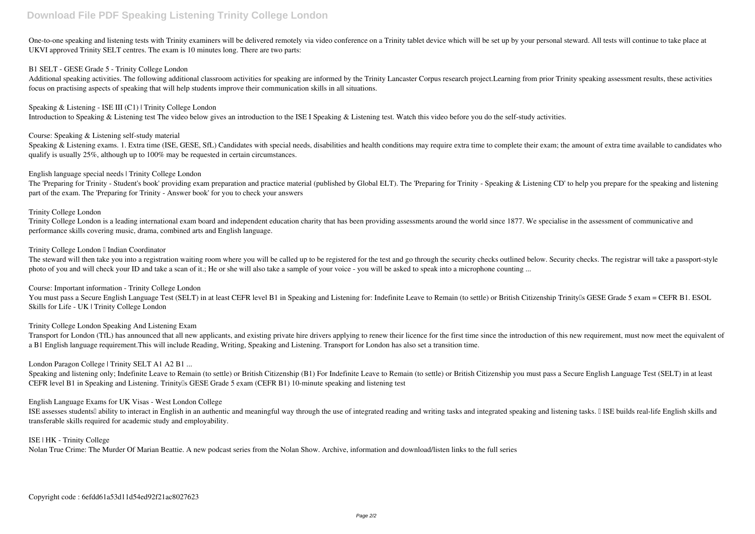One-to-one speaking and listening tests with Trinity examiners will be delivered remotely via video conference on a Trinity tablet device which will be set up by your personal steward. All tests will continue to take place at UKVI approved Trinity SELT centres. The exam is 10 minutes long. There are two parts:

**B1 SELT - GESE Grade 5 - Trinity College London**

Additional speaking activities. The following additional classroom activities for speaking are informed by the Trinity Lancaster Corpus research project.Learning from prior Trinity speaking assessment results, these activities focus on practising aspects of speaking that will help students improve their communication skills in all situations.

**Speaking & Listening - ISE III (C1) | Trinity College London**

Introduction to Speaking & Listening test The video below gives an introduction to the ISE I Speaking & Listening test. Watch this video before you do the self-study activities.

**Course: Speaking & Listening self-study material**

Speaking & Listening exams. 1. Extra time (ISE, GESE, SfL) Candidates with special needs, disabilities and health conditions may require extra time to complete their exam; the amount of extra time available to candidates who qualify is usually 25%, although up to 100% may be requested in certain circumstances.

**English language special needs | Trinity College London**

The 'Preparing for Trinity - Student's book' providing exam preparation and practice material (published by Global ELT). The 'Preparing for Trinity - Speaking & Listening CD' to help you prepare for the speaking and listening part of the exam. The 'Preparing for Trinity - Answer book' for you to check your answers

**Trinity College London**

Trinity College London is a leading international exam board and independent education charity that has been providing assessments around the world since 1877. We specialise in the assessment of communicative and performance skills covering music, drama, combined arts and English language.

**Trinity College London – Indian Coordinator**

The steward will then take you into a registration waiting room where you will be called up to be registered for the test and go through the security checks outlined below. Security checks. The registrar will take a passport-style photo of you and will check your ID and take a scan of it.; He or she will also take a sample of your voice - you will be asked to speak into a microphone counting ...

**Course: Important information - Trinity College London**

You must pass a Secure English Language Test (SELT) in at least CEFR level B1 in Speaking and Listening for: Indefinite Leave to Remain (to settle) or British Citizenship Trinity's GESE Grade 5 exam = CEFR B1. ESOL Skills for Life - UK | Trinity College London

**Trinity College London Speaking And Listening Exam**

Transport for London (TfL) has announced that all new applicants, and existing private hire drivers applying to renew their licence for the first time since the introduction of this new requirement, must now meet the equivalent of a B1 English language requirement.This will include Reading, Writing, Speaking and Listening. Transport for London has also set a transition time.

**London Paragon College | Trinity SELT A1 A2 B1 ...**

Speaking and listening only; Indefinite Leave to Remain (to settle) or British Citizenship (B1) For Indefinite Leave to Remain (to settle) or British Citizenship you must pass a Secure English Language Test (SELT) in at least CEFR level B1 in Speaking and Listening. Trinity's GESE Grade 5 exam (CEFR B1) 10-minute speaking and listening test

**English Language Exams for UK Visas - West London College**

ISE assesses students' ability to interact in English in an authentic and meaningful way through the use of integrated reading and writing tasks and integrated speaking and listening tasks. • ISE builds real-life English skills and transferable skills required for academic study and employability.

**ISE | HK - Trinity College**

Nolan True Crime: The Murder Of Marian Beattie. A new podcast series from the Nolan Show. Archive, information and download/listen links to the full series

Copyright code : 6efdd61a53d11d54ed92f21ac8027623